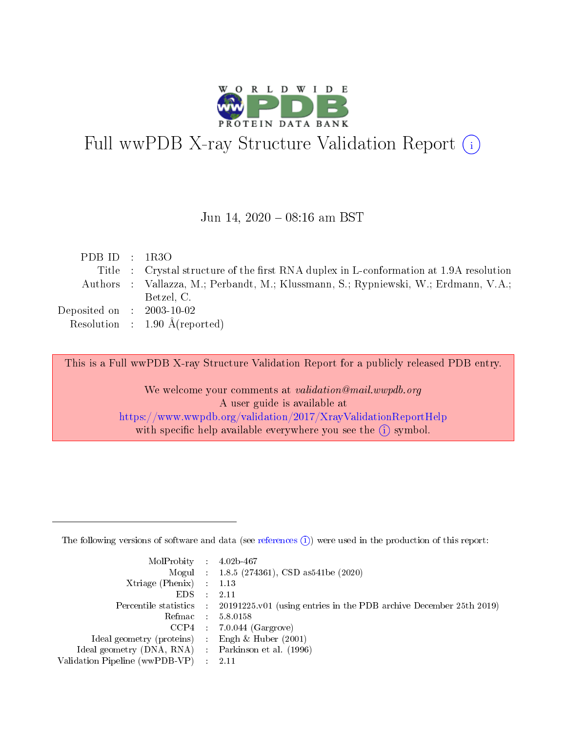# Full wwPDB X-ray Structure Validation Report (i)

Jun 14, 2020 – 08:16 am BST

| | | |
|---|---|---|
| PDB ID | : | 1R3O |
| Title | : | Crystal structure of the first RNA duplex in L-conformation at 1.9A resolution |
| Authors | : | Vallazza, M.; Perbandt, M.; Klussmann, S.; Rypniewski, W.; Erdmann, V.A.; Betzel, C. |
| Deposited on | : | 2003-10-02 |
| Resolution | : | 1.90 Å(reported) |

This is a Full wwPDB X-ray Structure Validation Report for a publicly released PDB entry.

We welcome your comments at *validation@mail.wwpdb.org*
A user guide is available at
https://www.wwpdb.org/validation/2017/XrayValidationReportHelp
with specific help available everywhere you see the (i) symbol.

---

The following versions of software and data (see references (i)) were used in the production of this report:

| | | |
|---|---|---|
| MolProbity | : | 4.02b-467 |
| Mogul | : | 1.8.5 (274361), CSD as541be (2020) |
| Xtriage (Phenix) | : | 1.13 |
| EDS | : | 2.11 |
| Percentile statistics | : | 20191225.v01 (using entries in the PDB archive December 25th 2019) |
| Refmac | : | 5.8.0158 |
| CCP4 | : | 7.0.044 (Gargrove) |
| Ideal geometry (proteins) | : | Engh & Huber (2001) |
| Ideal geometry (DNA, RNA) | : | Parkinson et al. (1996) |
| Validation Pipeline (wwPDB-VP) | : | 2.11 |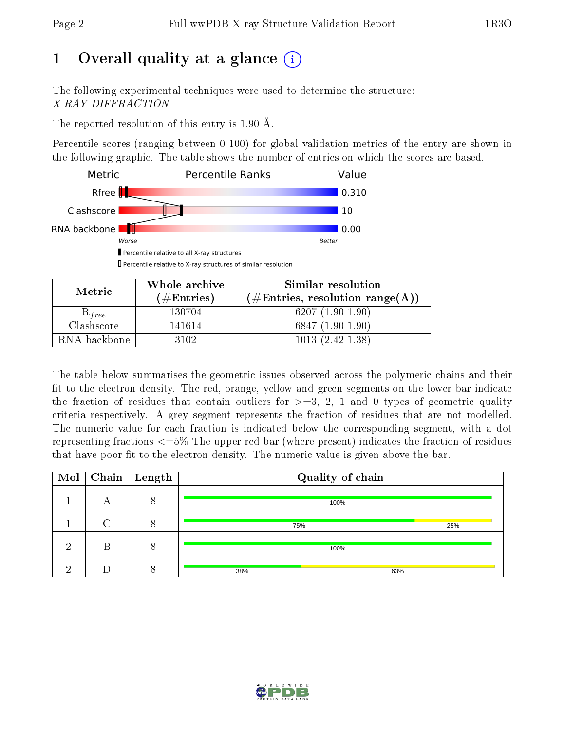# 1 Overall quality at a glance

The following experimental techniques were used to determine the structure:
*X-RAY DIFFRACTION*

The reported resolution of this entry is 1.90 Å.

Percentile scores (ranging between 0-100) for global validation metrics of the entry are shown in the following graphic. The table shows the number of entries on which the scores are based.

| Metric | Value |
|---|---|
| Rfree | 0.310 |
| Clashscore | 10 |
| RNA backbone | 0.00 |

Worse — Better

▮ Percentile relative to all X-ray structures
▯ Percentile relative to X-ray structures of similar resolution

| Metric | Whole archive (#Entries) | Similar resolution (#Entries, resolution range(Å)) |
|---|---|---|
| $R_{free}$ | 130704 | 6207 (1.90-1.90) |
| Clashscore | 141614 | 6847 (1.90-1.90) |
| RNA backbone | 3102 | 1013 (2.42-1.38) |

The table below summarises the geometric issues observed across the polymeric chains and their fit to the electron density. The red, orange, yellow and green segments on the lower bar indicate the fraction of residues that contain outliers for >=3, 2, 1 and 0 types of geometric quality criteria respectively. A grey segment represents the fraction of residues that are not modelled. The numeric value for each fraction is indicated below the corresponding segment, with a dot representing fractions <=5% The upper red bar (where present) indicates the fraction of residues that have poor fit to the electron density. The numeric value is given above the bar.

| Mol | Chain | Length | Quality of chain |
|---|---|---|---|
| 1 | A | 8 | 100% |
| 1 | C | 8 | 75% / 25% |
| 2 | B | 8 | 100% |
| 2 | D | 8 | 38% / 63% |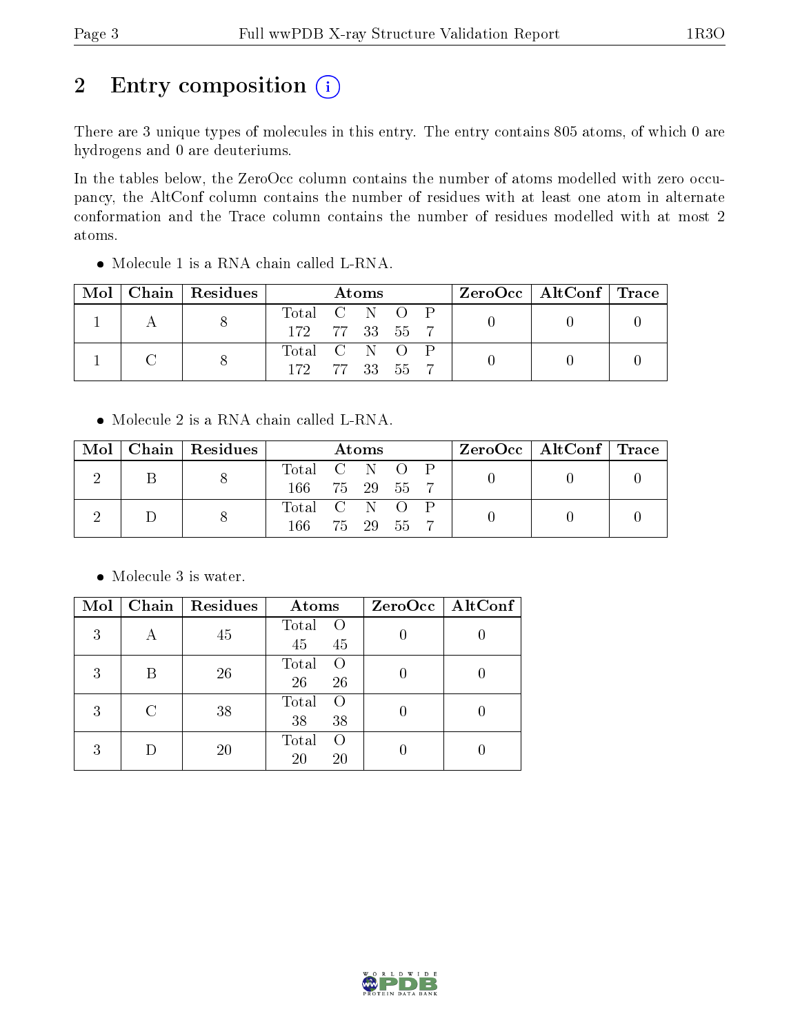# 2 Entry composition

There are 3 unique types of molecules in this entry. The entry contains 805 atoms, of which 0 are hydrogens and 0 are deuteriums.

In the tables below, the ZeroOcc column contains the number of atoms modelled with zero occupancy, the AltConf column contains the number of residues with at least one atom in alternate conformation and the Trace column contains the number of residues modelled with at most 2 atoms.

- Molecule 1 is a RNA chain called L-RNA.

| Mol | Chain | Residues | Atoms | | | | | ZeroOcc | AltConf | Trace |
|---|---|---|---|---|---|---|---|---|---|---|
| 1 | A | 8 | Total<br>172 | C<br>77 | N<br>33 | O<br>55 | P<br>7 | 0 | 0 | 0 |
| 1 | C | 8 | Total<br>172 | C<br>77 | N<br>33 | O<br>55 | P<br>7 | 0 | 0 | 0 |

- Molecule 2 is a RNA chain called L-RNA.

| Mol | Chain | Residues | Atoms | | | | | ZeroOcc | AltConf | Trace |
|---|---|---|---|---|---|---|---|---|---|---|
| 2 | B | 8 | Total<br>166 | C<br>75 | N<br>29 | O<br>55 | P<br>7 | 0 | 0 | 0 |
| 2 | D | 8 | Total<br>166 | C<br>75 | N<br>29 | O<br>55 | P<br>7 | 0 | 0 | 0 |

- Molecule 3 is water.

| Mol | Chain | Residues | Atoms | | ZeroOcc | AltConf |
|---|---|---|---|---|---|---|
| 3 | A | 45 | Total<br>45 | O<br>45 | 0 | 0 |
| 3 | B | 26 | Total<br>26 | O<br>26 | 0 | 0 |
| 3 | C | 38 | Total<br>38 | O<br>38 | 0 | 0 |
| 3 | D | 20 | Total<br>20 | O<br>20 | 0 | 0 |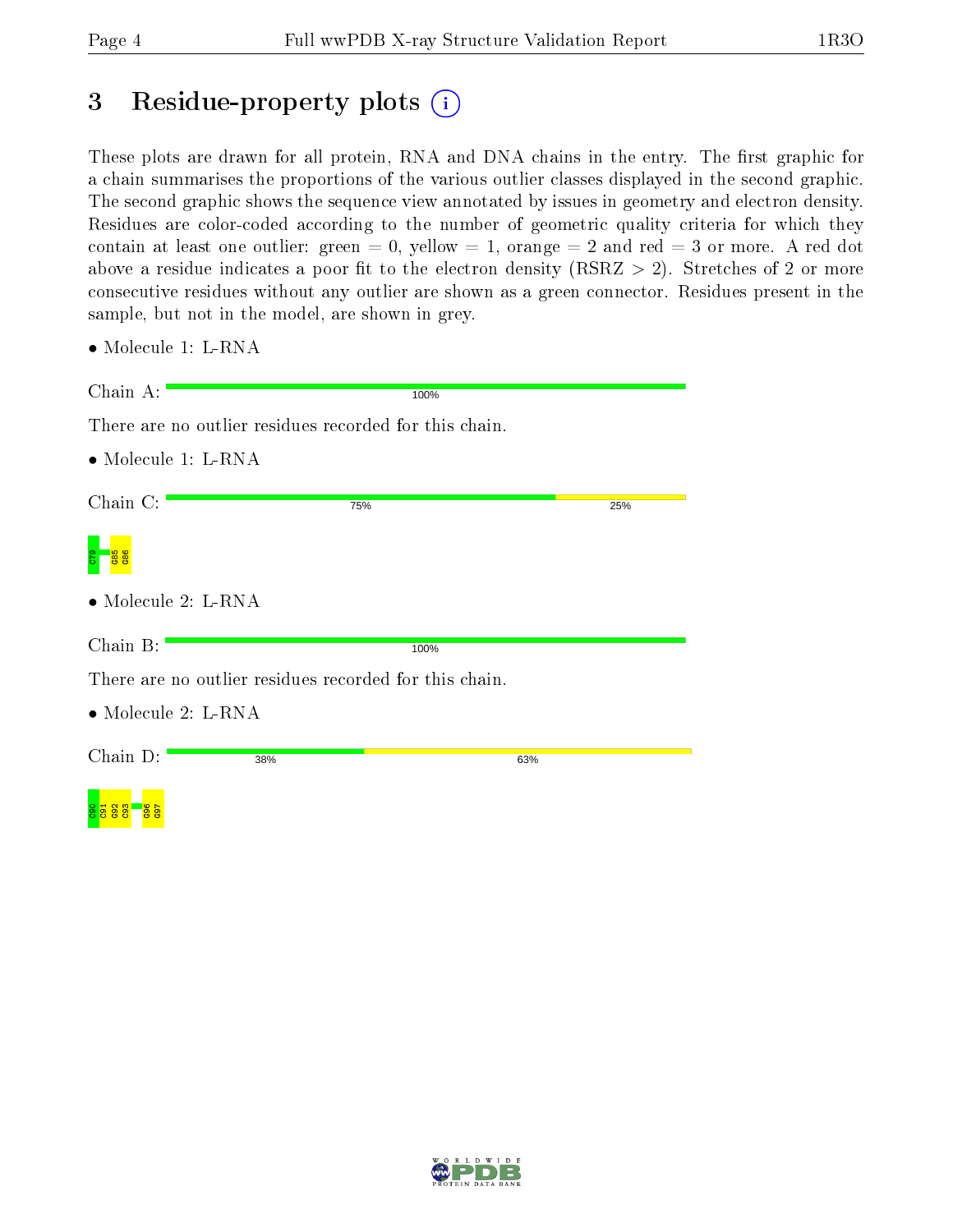# 3 Residue-property plots

These plots are drawn for all protein, RNA and DNA chains in the entry. The first graphic for a chain summarises the proportions of the various outlier classes displayed in the second graphic. The second graphic shows the sequence view annotated by issues in geometry and electron density. Residues are color-coded according to the number of geometric quality criteria for which they contain at least one outlier: green = 0, yellow = 1, orange = 2 and red = 3 or more. A red dot above a residue indicates a poor fit to the electron density (RSRZ > 2). Stretches of 2 or more consecutive residues without any outlier are shown as a green connector. Residues present in the sample, but not in the model, are shown in grey.

- Molecule 1: L-RNA

Chain A: 100%

There are no outlier residues recorded for this chain.

- Molecule 1: L-RNA

Chain C: 75% 25%

C79 G85 G86

- Molecule 2: L-RNA

Chain B: 100%

There are no outlier residues recorded for this chain.

- Molecule 2: L-RNA

Chain D: 38% 63%

C90 C91 C92 C93 G96 G97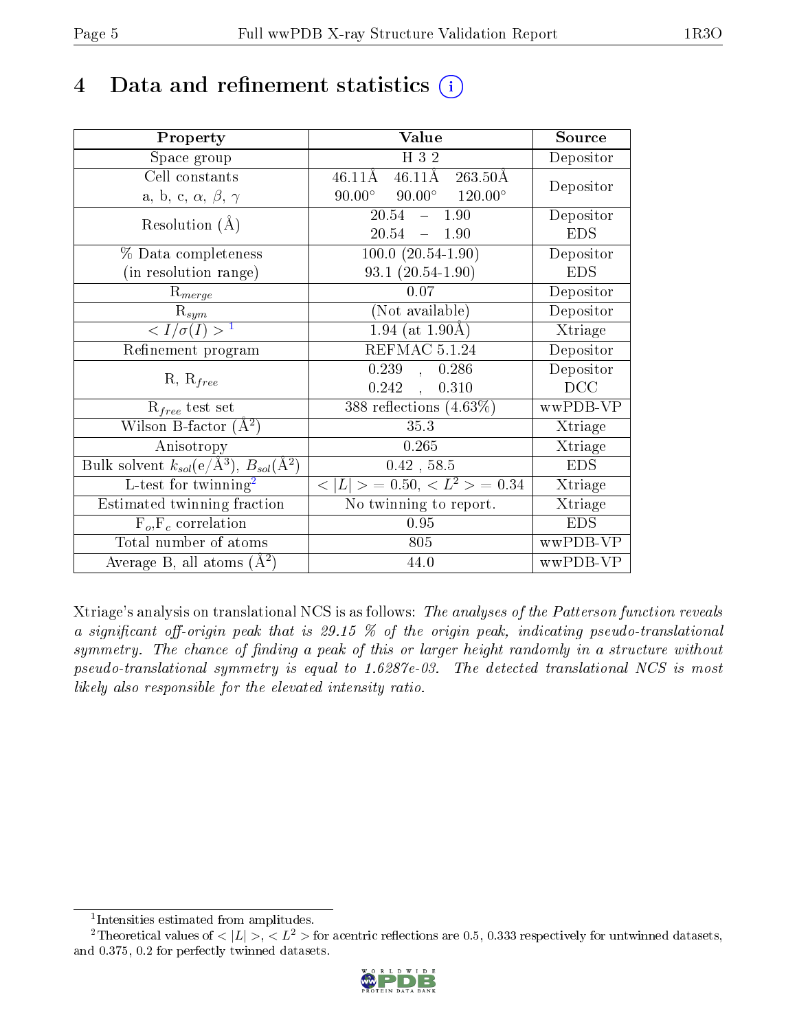# 4 Data and refinement statistics (i)

| Property | Value | Source |
|---|---|---|
| Space group | H 3 2 | Depositor |
| Cell constants<br>a, b, c, $\alpha$, $\beta$, $\gamma$ | 46.11Å 46.11Å 263.50Å<br>90.00° 90.00° 120.00° | Depositor |
| Resolution (Å) | 20.54 – 1.90<br>20.54 – 1.90 | Depositor<br>EDS |
| % Data completeness<br>(in resolution range) | 100.0 (20.54-1.90)<br>93.1 (20.54-1.90) | Depositor<br>EDS |
| $R_{merge}$ | 0.07 | Depositor |
| $R_{sym}$ | (Not available) | Depositor |
| $< I/\sigma(I) >$ [1] | 1.94 (at 1.90Å) | Xtriage |
| Refinement program | REFMAC 5.1.24 | Depositor |
| R, $R_{free}$ | 0.239 , 0.286<br>0.242 , 0.310 | Depositor<br>DCC |
| $R_{free}$ test set | 388 reflections (4.63%) | wwPDB-VP |
| Wilson B-factor (Å$^2$) | 35.3 | Xtriage |
| Anisotropy | 0.265 | Xtriage |
| Bulk solvent $k_{sol}$(e/Å$^3$), $B_{sol}$(Å$^2$) | 0.42 , 58.5 | EDS |
| L-test for twinning[2] | $< \|L\| >$ = 0.50, $< L^2 >$ = 0.34 | Xtriage |
| Estimated twinning fraction | No twinning to report. | Xtriage |
| $F_o$,$F_c$ correlation | 0.95 | EDS |
| Total number of atoms | 805 | wwPDB-VP |
| Average B, all atoms (Å$^2$) | 44.0 | wwPDB-VP |

Xtriage's analysis on translational NCS is as follows: *The analyses of the Patterson function reveals a significant off-origin peak that is 29.15 % of the origin peak, indicating pseudo-translational symmetry. The chance of finding a peak of this or larger height randomly in a structure without pseudo-translational symmetry is equal to 1.6287e-03. The detected translational NCS is most likely also responsible for the elevated intensity ratio.*

[1] Intensities estimated from amplitudes.

[2] Theoretical values of $< |L| >$, $< L^2 >$ for acentric reflections are 0.5, 0.333 respectively for untwinned datasets, and 0.375, 0.2 for perfectly twinned datasets.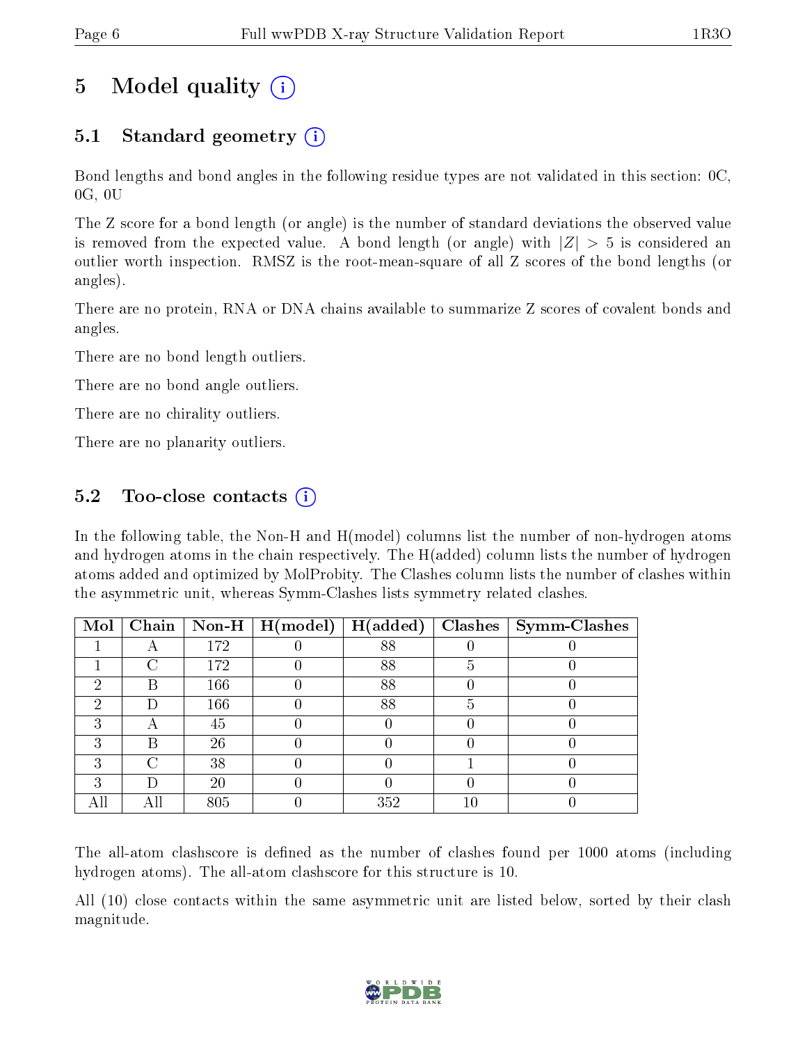# 5 Model quality

## 5.1 Standard geometry

Bond lengths and bond angles in the following residue types are not validated in this section: 0C, 0G, 0U

The Z score for a bond length (or angle) is the number of standard deviations the observed value is removed from the expected value. A bond length (or angle) with $|Z| > 5$ is considered an outlier worth inspection. RMSZ is the root-mean-square of all Z scores of the bond lengths (or angles).

There are no protein, RNA or DNA chains available to summarize Z scores of covalent bonds and angles.

There are no bond length outliers.

There are no bond angle outliers.

There are no chirality outliers.

There are no planarity outliers.

## 5.2 Too-close contacts

In the following table, the Non-H and H(model) columns list the number of non-hydrogen atoms and hydrogen atoms in the chain respectively. The H(added) column lists the number of hydrogen atoms added and optimized by MolProbity. The Clashes column lists the number of clashes within the asymmetric unit, whereas Symm-Clashes lists symmetry related clashes.

| Mol | Chain | Non-H | H(model) | H(added) | Clashes | Symm-Clashes |
|---|---|---|---|---|---|---|
| 1 | A | 172 | 0 | 88 | 0 | 0 |
| 1 | C | 172 | 0 | 88 | 5 | 0 |
| 2 | B | 166 | 0 | 88 | 0 | 0 |
| 2 | D | 166 | 0 | 88 | 5 | 0 |
| 3 | A | 45 | 0 | 0 | 0 | 0 |
| 3 | B | 26 | 0 | 0 | 0 | 0 |
| 3 | C | 38 | 0 | 0 | 1 | 0 |
| 3 | D | 20 | 0 | 0 | 0 | 0 |
| All | All | 805 | 0 | 352 | 10 | 0 |

The all-atom clashscore is defined as the number of clashes found per 1000 atoms (including hydrogen atoms). The all-atom clashscore for this structure is 10.

All (10) close contacts within the same asymmetric unit are listed below, sorted by their clash magnitude.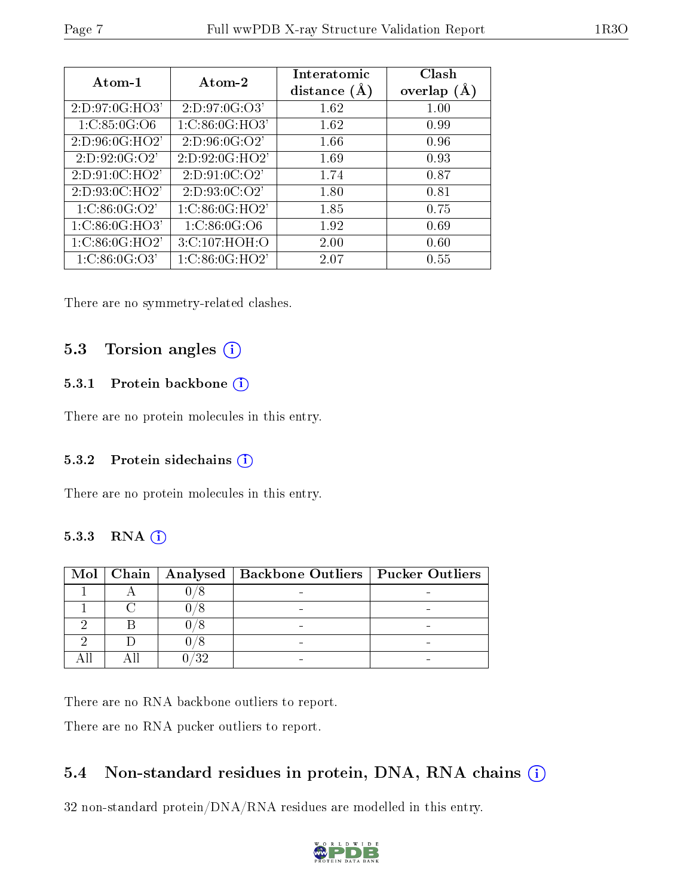| Atom-1 | Atom-2 | Interatomic distance (Å) | Clash overlap (Å) |
|---|---|---|---|
| 2:D:97:0G:HO3' | 2:D:97:0G:O3' | 1.62 | 1.00 |
| 1:C:85:0G:O6 | 1:C:86:0G:HO3' | 1.62 | 0.99 |
| 2:D:96:0G:HO2' | 2:D:96:0G:O2' | 1.66 | 0.96 |
| 2:D:92:0G:O2' | 2:D:92:0G:HO2' | 1.69 | 0.93 |
| 2:D:91:0C:HO2' | 2:D:91:0C:O2' | 1.74 | 0.87 |
| 2:D:93:0C:HO2' | 2:D:93:0C:O2' | 1.80 | 0.81 |
| 1:C:86:0G:O2' | 1:C:86:0G:HO2' | 1.85 | 0.75 |
| 1:C:86:0G:HO3' | 1:C:86:0G:O6 | 1.92 | 0.69 |
| 1:C:86:0G:HO2' | 3:C:107:HOH:O | 2.00 | 0.60 |
| 1:C:86:0G:O3' | 1:C:86:0G:HO2' | 2.07 | 0.55 |

There are no symmetry-related clashes.

## 5.3 Torsion angles

### 5.3.1 Protein backbone

There are no protein molecules in this entry.

### 5.3.2 Protein sidechains

There are no protein molecules in this entry.

### 5.3.3 RNA

| Mol | Chain | Analysed | Backbone Outliers | Pucker Outliers |
|---|---|---|---|---|
| 1 | A | 0/8 | - | - |
| 1 | C | 0/8 | - | - |
| 2 | B | 0/8 | - | - |
| 2 | D | 0/8 | - | - |
| All | All | 0/32 | - | - |

There are no RNA backbone outliers to report.

There are no RNA pucker outliers to report.

## 5.4 Non-standard residues in protein, DNA, RNA chains

32 non-standard protein/DNA/RNA residues are modelled in this entry.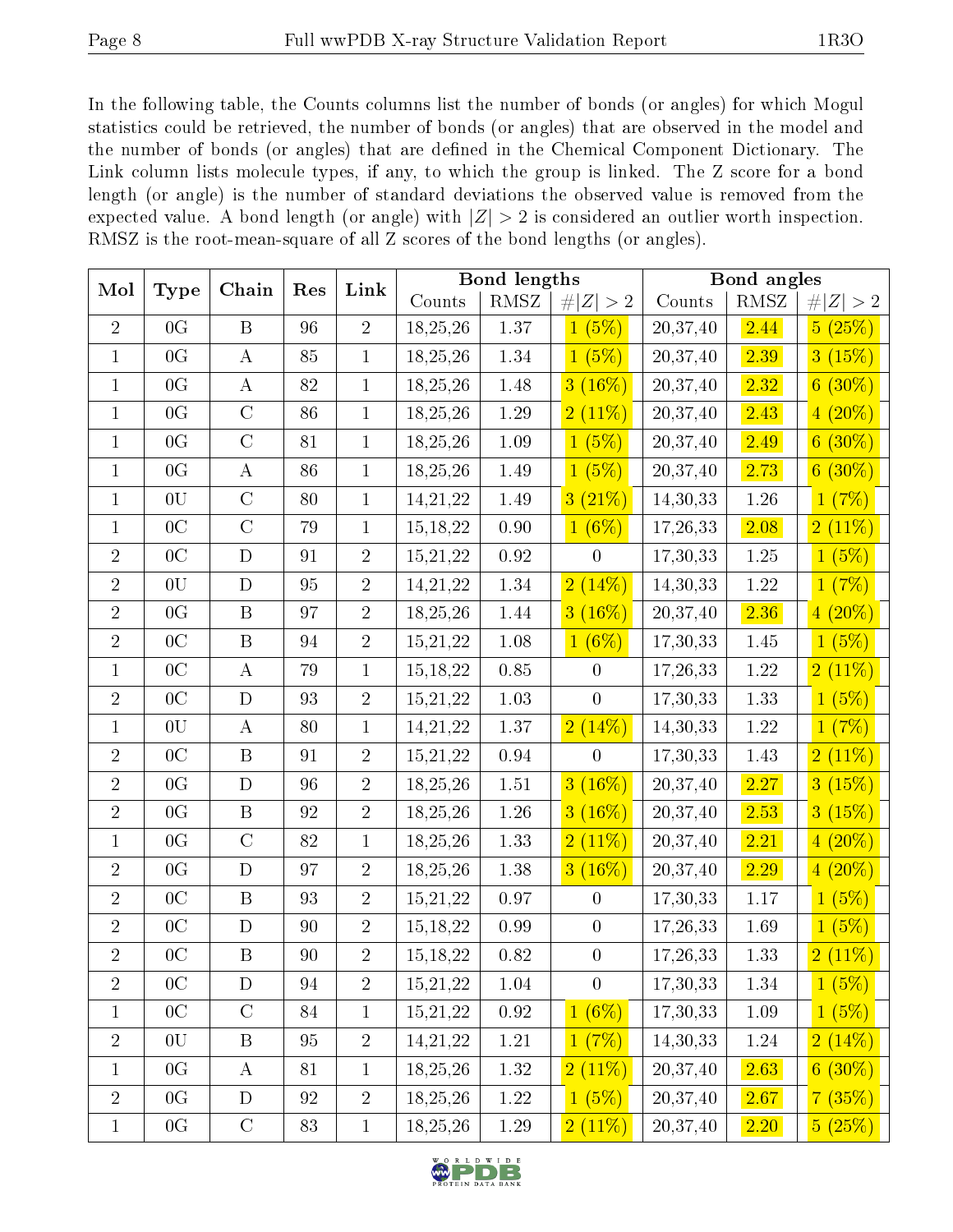In the following table, the Counts columns list the number of bonds (or angles) for which Mogul statistics could be retrieved, the number of bonds (or angles) that are observed in the model and the number of bonds (or angles) that are defined in the Chemical Component Dictionary. The Link column lists molecule types, if any, to which the group is linked. The Z score for a bond length (or angle) is the number of standard deviations the observed value is removed from the expected value. A bond length (or angle) with $|Z| > 2$ is considered an outlier worth inspection. RMSZ is the root-mean-square of all Z scores of the bond lengths (or angles).

| Mol | Type | Chain | Res | Link | Bond lengths | | | Bond angles | | |
|---|---|---|---|---|---|---|---|---|---|---|
| | | | | | Counts | RMSZ | #\|Z\| > 2 | Counts | RMSZ | #\|Z\| > 2 |
| 2 | 0G | B | 96 | 2 | 18,25,26 | 1.37 | 1 (5%) | 20,37,40 | 2.44 | 5 (25%) |
| 1 | 0G | A | 85 | 1 | 18,25,26 | 1.34 | 1 (5%) | 20,37,40 | 2.39 | 3 (15%) |
| 1 | 0G | A | 82 | 1 | 18,25,26 | 1.48 | 3 (16%) | 20,37,40 | 2.32 | 6 (30%) |
| 1 | 0G | C | 86 | 1 | 18,25,26 | 1.29 | 2 (11%) | 20,37,40 | 2.43 | 4 (20%) |
| 1 | 0G | C | 81 | 1 | 18,25,26 | 1.09 | 1 (5%) | 20,37,40 | 2.49 | 6 (30%) |
| 1 | 0G | A | 86 | 1 | 18,25,26 | 1.49 | 1 (5%) | 20,37,40 | 2.73 | 6 (30%) |
| 1 | 0U | C | 80 | 1 | 14,21,22 | 1.49 | 3 (21%) | 14,30,33 | 1.26 | 1 (7%) |
| 1 | 0C | C | 79 | 1 | 15,18,22 | 0.90 | 1 (6%) | 17,26,33 | 2.08 | 2 (11%) |
| 2 | 0C | D | 91 | 2 | 15,21,22 | 0.92 | 0 | 17,30,33 | 1.25 | 1 (5%) |
| 2 | 0U | D | 95 | 2 | 14,21,22 | 1.34 | 2 (14%) | 14,30,33 | 1.22 | 1 (7%) |
| 2 | 0G | B | 97 | 2 | 18,25,26 | 1.44 | 3 (16%) | 20,37,40 | 2.36 | 4 (20%) |
| 2 | 0C | B | 94 | 2 | 15,21,22 | 1.08 | 1 (6%) | 17,30,33 | 1.45 | 1 (5%) |
| 1 | 0C | A | 79 | 1 | 15,18,22 | 0.85 | 0 | 17,26,33 | 1.22 | 2 (11%) |
| 2 | 0C | D | 93 | 2 | 15,21,22 | 1.03 | 0 | 17,30,33 | 1.33 | 1 (5%) |
| 1 | 0U | A | 80 | 1 | 14,21,22 | 1.37 | 2 (14%) | 14,30,33 | 1.22 | 1 (7%) |
| 2 | 0C | B | 91 | 2 | 15,21,22 | 0.94 | 0 | 17,30,33 | 1.43 | 2 (11%) |
| 2 | 0G | D | 96 | 2 | 18,25,26 | 1.51 | 3 (16%) | 20,37,40 | 2.27 | 3 (15%) |
| 2 | 0G | B | 92 | 2 | 18,25,26 | 1.26 | 3 (16%) | 20,37,40 | 2.53 | 3 (15%) |
| 1 | 0G | C | 82 | 1 | 18,25,26 | 1.33 | 2 (11%) | 20,37,40 | 2.21 | 4 (20%) |
| 2 | 0G | D | 97 | 2 | 18,25,26 | 1.38 | 3 (16%) | 20,37,40 | 2.29 | 4 (20%) |
| 2 | 0C | B | 93 | 2 | 15,21,22 | 0.97 | 0 | 17,30,33 | 1.17 | 1 (5%) |
| 2 | 0C | D | 90 | 2 | 15,18,22 | 0.99 | 0 | 17,26,33 | 1.69 | 1 (5%) |
| 2 | 0C | B | 90 | 2 | 15,18,22 | 0.82 | 0 | 17,26,33 | 1.33 | 2 (11%) |
| 2 | 0C | D | 94 | 2 | 15,21,22 | 1.04 | 0 | 17,30,33 | 1.34 | 1 (5%) |
| 1 | 0C | C | 84 | 1 | 15,21,22 | 0.92 | 1 (6%) | 17,30,33 | 1.09 | 1 (5%) |
| 2 | 0U | B | 95 | 2 | 14,21,22 | 1.21 | 1 (7%) | 14,30,33 | 1.24 | 2 (14%) |
| 1 | 0G | A | 81 | 1 | 18,25,26 | 1.32 | 2 (11%) | 20,37,40 | 2.63 | 6 (30%) |
| 2 | 0G | D | 92 | 2 | 18,25,26 | 1.22 | 1 (5%) | 20,37,40 | 2.67 | 7 (35%) |
| 1 | 0G | C | 83 | 1 | 18,25,26 | 1.29 | 2 (11%) | 20,37,40 | 2.20 | 5 (25%) |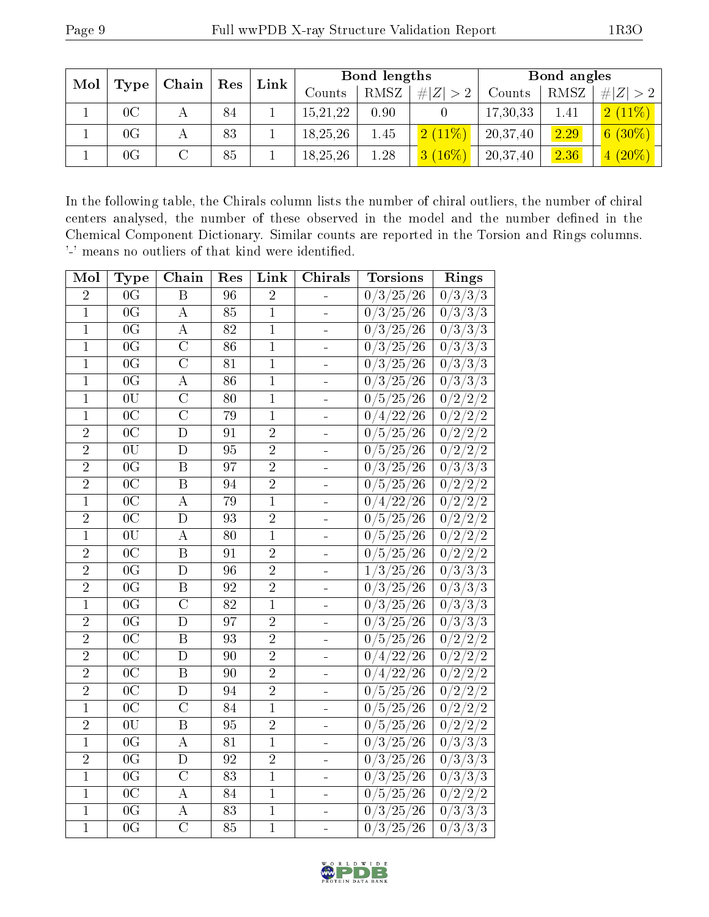| Mol | Type | Chain | Res | Link | Bond lengths | | | Bond angles | | |
|---|---|---|---|---|---|---|---|---|---|---|
| | | | | | Counts | RMSZ | #\|Z\| > 2 | Counts | RMSZ | #\|Z\| > 2 |
| 1 | 0C | A | 84 | 1 | 15,21,22 | 0.90 | 0 | 17,30,33 | 1.41 | 2 (11%) |
| 1 | 0G | A | 83 | 1 | 18,25,26 | 1.45 | 2 (11%) | 20,37,40 | 2.29 | 6 (30%) |
| 1 | 0G | C | 85 | 1 | 18,25,26 | 1.28 | 3 (16%) | 20,37,40 | 2.36 | 4 (20%) |

In the following table, the Chirals column lists the number of chiral outliers, the number of chiral centers analysed, the number of these observed in the model and the number defined in the Chemical Component Dictionary. Similar counts are reported in the Torsion and Rings columns. '-' means no outliers of that kind were identified.

| Mol | Type | Chain | Res | Link | Chirals | Torsions | Rings |
|---|---|---|---|---|---|---|---|
| 2 | 0G | B | 96 | 2 | - | 0/3/25/26 | 0/3/3/3 |
| 1 | 0G | A | 85 | 1 | - | 0/3/25/26 | 0/3/3/3 |
| 1 | 0G | A | 82 | 1 | - | 0/3/25/26 | 0/3/3/3 |
| 1 | 0G | C | 86 | 1 | - | 0/3/25/26 | 0/3/3/3 |
| 1 | 0G | C | 81 | 1 | - | 0/3/25/26 | 0/3/3/3 |
| 1 | 0G | A | 86 | 1 | - | 0/3/25/26 | 0/3/3/3 |
| 1 | 0U | C | 80 | 1 | - | 0/5/25/26 | 0/2/2/2 |
| 1 | 0C | C | 79 | 1 | - | 0/4/22/26 | 0/2/2/2 |
| 2 | 0C | D | 91 | 2 | - | 0/5/25/26 | 0/2/2/2 |
| 2 | 0U | D | 95 | 2 | - | 0/5/25/26 | 0/2/2/2 |
| 2 | 0G | B | 97 | 2 | - | 0/3/25/26 | 0/3/3/3 |
| 2 | 0C | B | 94 | 2 | - | 0/5/25/26 | 0/2/2/2 |
| 1 | 0C | A | 79 | 1 | - | 0/4/22/26 | 0/2/2/2 |
| 2 | 0C | D | 93 | 2 | - | 0/5/25/26 | 0/2/2/2 |
| 1 | 0U | A | 80 | 1 | - | 0/5/25/26 | 0/2/2/2 |
| 2 | 0C | B | 91 | 2 | - | 0/5/25/26 | 0/2/2/2 |
| 2 | 0G | D | 96 | 2 | - | 1/3/25/26 | 0/3/3/3 |
| 2 | 0G | B | 92 | 2 | - | 0/3/25/26 | 0/3/3/3 |
| 1 | 0G | C | 82 | 1 | - | 0/3/25/26 | 0/3/3/3 |
| 2 | 0G | D | 97 | 2 | - | 0/3/25/26 | 0/3/3/3 |
| 2 | 0C | B | 93 | 2 | - | 0/5/25/26 | 0/2/2/2 |
| 2 | 0C | D | 90 | 2 | - | 0/4/22/26 | 0/2/2/2 |
| 2 | 0C | B | 90 | 2 | - | 0/4/22/26 | 0/2/2/2 |
| 2 | 0C | D | 94 | 2 | - | 0/5/25/26 | 0/2/2/2 |
| 1 | 0C | C | 84 | 1 | - | 0/5/25/26 | 0/2/2/2 |
| 2 | 0U | B | 95 | 2 | - | 0/5/25/26 | 0/2/2/2 |
| 1 | 0G | A | 81 | 1 | - | 0/3/25/26 | 0/3/3/3 |
| 2 | 0G | D | 92 | 2 | - | 0/3/25/26 | 0/3/3/3 |
| 1 | 0G | C | 83 | 1 | - | 0/3/25/26 | 0/3/3/3 |
| 1 | 0C | A | 84 | 1 | - | 0/5/25/26 | 0/2/2/2 |
| 1 | 0G | A | 83 | 1 | - | 0/3/25/26 | 0/3/3/3 |
| 1 | 0G | C | 85 | 1 | - | 0/3/25/26 | 0/3/3/3 |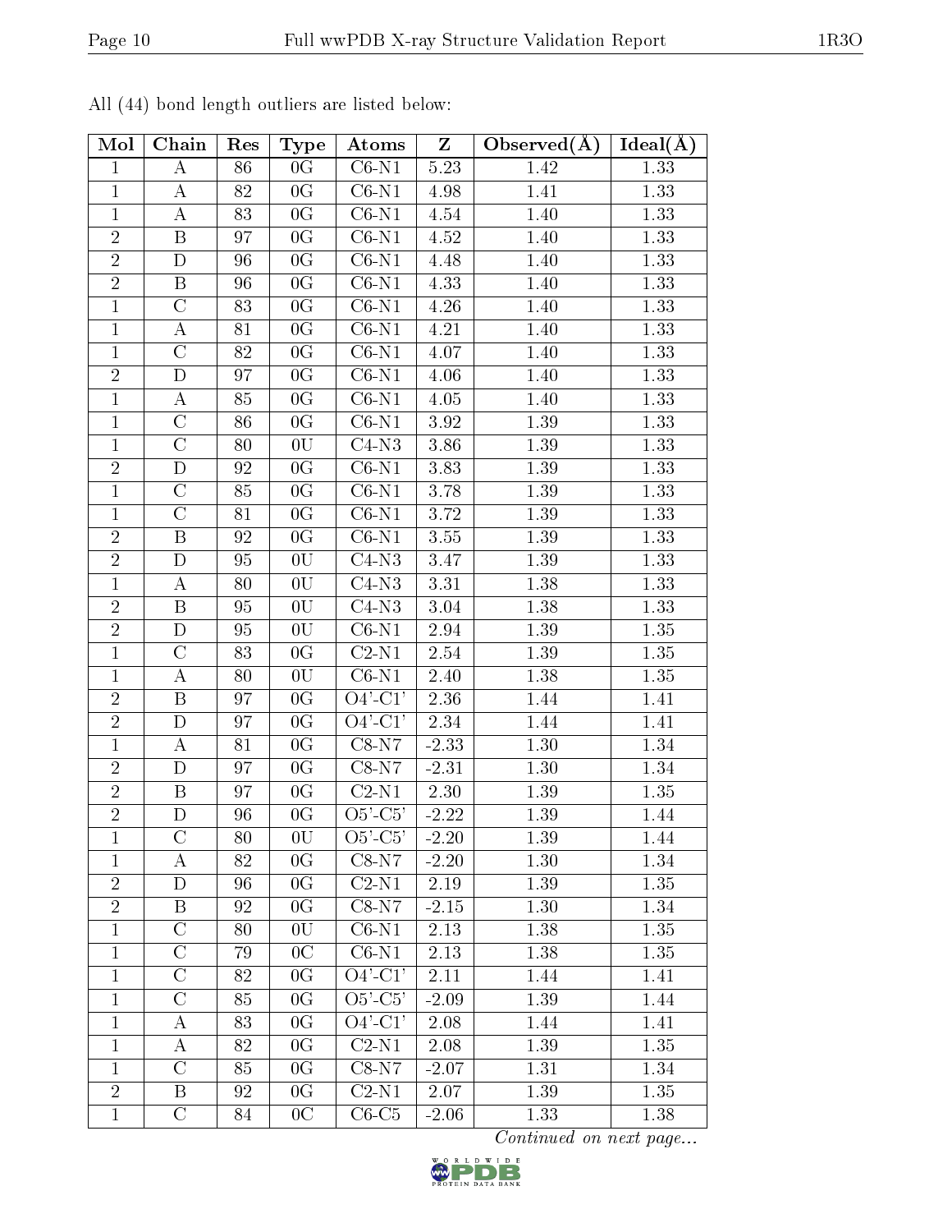All (44) bond length outliers are listed below:

| Mol | Chain | Res | Type | Atoms | Z | Observed(Å) | Ideal(Å) |
|---|---|---|---|---|---|---|---|
| 1 | A | 86 | 0G | C6-N1 | 5.23 | 1.42 | 1.33 |
| 1 | A | 82 | 0G | C6-N1 | 4.98 | 1.41 | 1.33 |
| 1 | A | 83 | 0G | C6-N1 | 4.54 | 1.40 | 1.33 |
| 2 | B | 97 | 0G | C6-N1 | 4.52 | 1.40 | 1.33 |
| 2 | D | 96 | 0G | C6-N1 | 4.48 | 1.40 | 1.33 |
| 2 | B | 96 | 0G | C6-N1 | 4.33 | 1.40 | 1.33 |
| 1 | C | 83 | 0G | C6-N1 | 4.26 | 1.40 | 1.33 |
| 1 | A | 81 | 0G | C6-N1 | 4.21 | 1.40 | 1.33 |
| 1 | C | 82 | 0G | C6-N1 | 4.07 | 1.40 | 1.33 |
| 2 | D | 97 | 0G | C6-N1 | 4.06 | 1.40 | 1.33 |
| 1 | A | 85 | 0G | C6-N1 | 4.05 | 1.40 | 1.33 |
| 1 | C | 86 | 0G | C6-N1 | 3.92 | 1.39 | 1.33 |
| 1 | C | 80 | 0U | C4-N3 | 3.86 | 1.39 | 1.33 |
| 2 | D | 92 | 0G | C6-N1 | 3.83 | 1.39 | 1.33 |
| 1 | C | 85 | 0G | C6-N1 | 3.78 | 1.39 | 1.33 |
| 1 | C | 81 | 0G | C6-N1 | 3.72 | 1.39 | 1.33 |
| 2 | B | 92 | 0G | C6-N1 | 3.55 | 1.39 | 1.33 |
| 2 | D | 95 | 0U | C4-N3 | 3.47 | 1.39 | 1.33 |
| 1 | A | 80 | 0U | C4-N3 | 3.31 | 1.38 | 1.33 |
| 2 | B | 95 | 0U | C4-N3 | 3.04 | 1.38 | 1.33 |
| 2 | D | 95 | 0U | C6-N1 | 2.94 | 1.39 | 1.35 |
| 1 | C | 83 | 0G | C2-N1 | 2.54 | 1.39 | 1.35 |
| 1 | A | 80 | 0U | C6-N1 | 2.40 | 1.38 | 1.35 |
| 2 | B | 97 | 0G | O4'-C1' | 2.36 | 1.44 | 1.41 |
| 2 | D | 97 | 0G | O4'-C1' | 2.34 | 1.44 | 1.41 |
| 1 | A | 81 | 0G | C8-N7 | -2.33 | 1.30 | 1.34 |
| 2 | D | 97 | 0G | C8-N7 | -2.31 | 1.30 | 1.34 |
| 2 | B | 97 | 0G | C2-N1 | 2.30 | 1.39 | 1.35 |
| 2 | D | 96 | 0G | O5'-C5' | -2.22 | 1.39 | 1.44 |
| 1 | C | 80 | 0U | O5'-C5' | -2.20 | 1.39 | 1.44 |
| 1 | A | 82 | 0G | C8-N7 | -2.20 | 1.30 | 1.34 |
| 2 | D | 96 | 0G | C2-N1 | 2.19 | 1.39 | 1.35 |
| 2 | B | 92 | 0G | C8-N7 | -2.15 | 1.30 | 1.34 |
| 1 | C | 80 | 0U | C6-N1 | 2.13 | 1.38 | 1.35 |
| 1 | C | 79 | 0C | C6-N1 | 2.13 | 1.38 | 1.35 |
| 1 | C | 82 | 0G | O4'-C1' | 2.11 | 1.44 | 1.41 |
| 1 | C | 85 | 0G | O5'-C5' | -2.09 | 1.39 | 1.44 |
| 1 | A | 83 | 0G | O4'-C1' | 2.08 | 1.44 | 1.41 |
| 1 | A | 82 | 0G | C2-N1 | 2.08 | 1.39 | 1.35 |
| 1 | C | 85 | 0G | C8-N7 | -2.07 | 1.31 | 1.34 |
| 2 | B | 92 | 0G | C2-N1 | 2.07 | 1.39 | 1.35 |
| 1 | C | 84 | 0C | C6-C5 | -2.06 | 1.33 | 1.38 |

*Continued on next page...*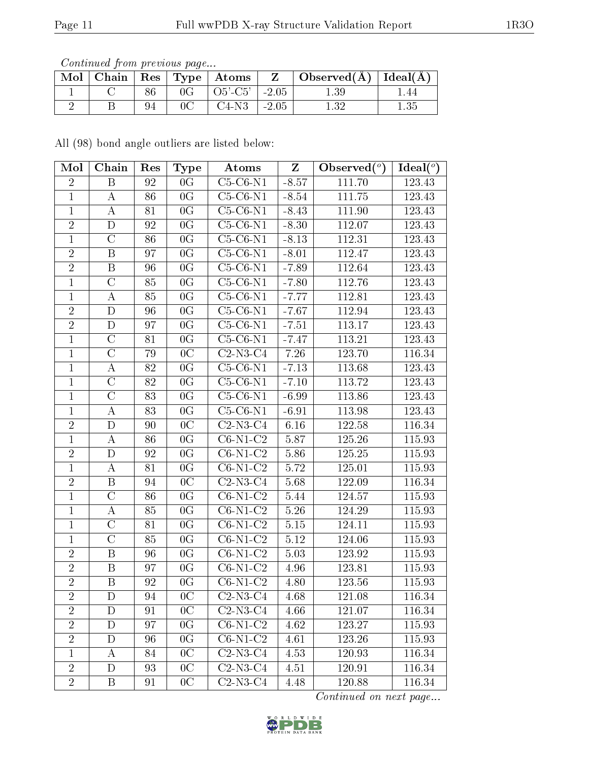*Continued from previous page...*

| Mol | Chain | Res | Type | Atoms | Z | Observed(Å) | Ideal(Å) |
|---|---|---|---|---|---|---|---|
| 1 | C | 86 | 0G | O5'-C5' | -2.05 | 1.39 | 1.44 |
| 2 | B | 94 | 0C | C4-N3 | -2.05 | 1.32 | 1.35 |

All (98) bond angle outliers are listed below:

| Mol | Chain | Res | Type | Atoms | Z | Observed(°) | Ideal(°) |
|---|---|---|---|---|---|---|---|
| 2 | B | 92 | 0G | C5-C6-N1 | -8.57 | 111.70 | 123.43 |
| 1 | A | 86 | 0G | C5-C6-N1 | -8.54 | 111.75 | 123.43 |
| 1 | A | 81 | 0G | C5-C6-N1 | -8.43 | 111.90 | 123.43 |
| 2 | D | 92 | 0G | C5-C6-N1 | -8.30 | 112.07 | 123.43 |
| 1 | C | 86 | 0G | C5-C6-N1 | -8.13 | 112.31 | 123.43 |
| 2 | B | 97 | 0G | C5-C6-N1 | -8.01 | 112.47 | 123.43 |
| 2 | B | 96 | 0G | C5-C6-N1 | -7.89 | 112.64 | 123.43 |
| 1 | C | 85 | 0G | C5-C6-N1 | -7.80 | 112.76 | 123.43 |
| 1 | A | 85 | 0G | C5-C6-N1 | -7.77 | 112.81 | 123.43 |
| 2 | D | 96 | 0G | C5-C6-N1 | -7.67 | 112.94 | 123.43 |
| 2 | D | 97 | 0G | C5-C6-N1 | -7.51 | 113.17 | 123.43 |
| 1 | C | 81 | 0G | C5-C6-N1 | -7.47 | 113.21 | 123.43 |
| 1 | C | 79 | 0C | C2-N3-C4 | 7.26 | 123.70 | 116.34 |
| 1 | A | 82 | 0G | C5-C6-N1 | -7.13 | 113.68 | 123.43 |
| 1 | C | 82 | 0G | C5-C6-N1 | -7.10 | 113.72 | 123.43 |
| 1 | C | 83 | 0G | C5-C6-N1 | -6.99 | 113.86 | 123.43 |
| 1 | A | 83 | 0G | C5-C6-N1 | -6.91 | 113.98 | 123.43 |
| 2 | D | 90 | 0C | C2-N3-C4 | 6.16 | 122.58 | 116.34 |
| 1 | A | 86 | 0G | C6-N1-C2 | 5.87 | 125.26 | 115.93 |
| 2 | D | 92 | 0G | C6-N1-C2 | 5.86 | 125.25 | 115.93 |
| 1 | A | 81 | 0G | C6-N1-C2 | 5.72 | 125.01 | 115.93 |
| 2 | B | 94 | 0C | C2-N3-C4 | 5.68 | 122.09 | 116.34 |
| 1 | C | 86 | 0G | C6-N1-C2 | 5.44 | 124.57 | 115.93 |
| 1 | A | 85 | 0G | C6-N1-C2 | 5.26 | 124.29 | 115.93 |
| 1 | C | 81 | 0G | C6-N1-C2 | 5.15 | 124.11 | 115.93 |
| 1 | C | 85 | 0G | C6-N1-C2 | 5.12 | 124.06 | 115.93 |
| 2 | B | 96 | 0G | C6-N1-C2 | 5.03 | 123.92 | 115.93 |
| 2 | B | 97 | 0G | C6-N1-C2 | 4.96 | 123.81 | 115.93 |
| 2 | B | 92 | 0G | C6-N1-C2 | 4.80 | 123.56 | 115.93 |
| 2 | D | 94 | 0C | C2-N3-C4 | 4.68 | 121.08 | 116.34 |
| 2 | D | 91 | 0C | C2-N3-C4 | 4.66 | 121.07 | 116.34 |
| 2 | D | 97 | 0G | C6-N1-C2 | 4.62 | 123.27 | 115.93 |
| 2 | D | 96 | 0G | C6-N1-C2 | 4.61 | 123.26 | 115.93 |
| 1 | A | 84 | 0C | C2-N3-C4 | 4.53 | 120.93 | 116.34 |
| 2 | D | 93 | 0C | C2-N3-C4 | 4.51 | 120.91 | 116.34 |
| 2 | B | 91 | 0C | C2-N3-C4 | 4.48 | 120.88 | 116.34 |

*Continued on next page...*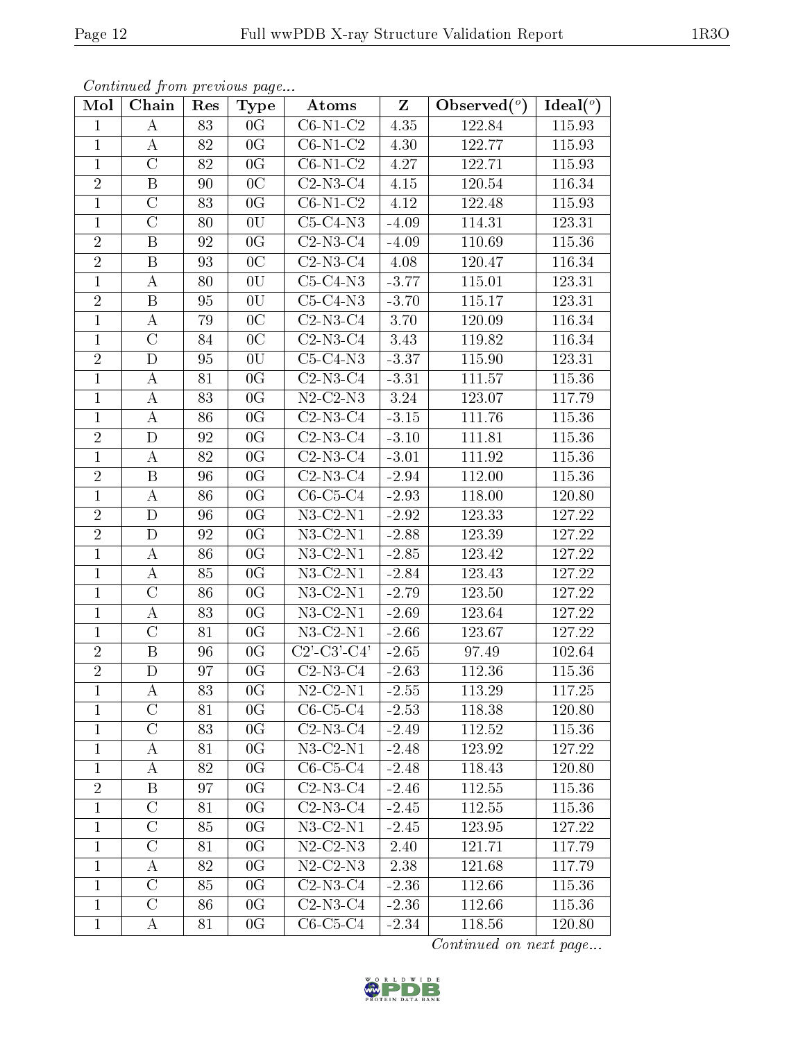*Continued from previous page...*

| Mol | Chain | Res | Type | Atoms | Z | Observed(°) | Ideal(°) |
|---|---|---|---|---|---|---|---|
| 1 | A | 83 | 0G | C6-N1-C2 | 4.35 | 122.84 | 115.93 |
| 1 | A | 82 | 0G | C6-N1-C2 | 4.30 | 122.77 | 115.93 |
| 1 | C | 82 | 0G | C6-N1-C2 | 4.27 | 122.71 | 115.93 |
| 2 | B | 90 | 0C | C2-N3-C4 | 4.15 | 120.54 | 116.34 |
| 1 | C | 83 | 0G | C6-N1-C2 | 4.12 | 122.48 | 115.93 |
| 1 | C | 80 | 0U | C5-C4-N3 | -4.09 | 114.31 | 123.31 |
| 2 | B | 92 | 0G | C2-N3-C4 | -4.09 | 110.69 | 115.36 |
| 2 | B | 93 | 0C | C2-N3-C4 | 4.08 | 120.47 | 116.34 |
| 1 | A | 80 | 0U | C5-C4-N3 | -3.77 | 115.01 | 123.31 |
| 2 | B | 95 | 0U | C5-C4-N3 | -3.70 | 115.17 | 123.31 |
| 1 | A | 79 | 0C | C2-N3-C4 | 3.70 | 120.09 | 116.34 |
| 1 | C | 84 | 0C | C2-N3-C4 | 3.43 | 119.82 | 116.34 |
| 2 | D | 95 | 0U | C5-C4-N3 | -3.37 | 115.90 | 123.31 |
| 1 | A | 81 | 0G | C2-N3-C4 | -3.31 | 111.57 | 115.36 |
| 1 | A | 83 | 0G | N2-C2-N3 | 3.24 | 123.07 | 117.79 |
| 1 | A | 86 | 0G | C2-N3-C4 | -3.15 | 111.76 | 115.36 |
| 2 | D | 92 | 0G | C2-N3-C4 | -3.10 | 111.81 | 115.36 |
| 1 | A | 82 | 0G | C2-N3-C4 | -3.01 | 111.92 | 115.36 |
| 2 | B | 96 | 0G | C2-N3-C4 | -2.94 | 112.00 | 115.36 |
| 1 | A | 86 | 0G | C6-C5-C4 | -2.93 | 118.00 | 120.80 |
| 2 | D | 96 | 0G | N3-C2-N1 | -2.92 | 123.33 | 127.22 |
| 2 | D | 92 | 0G | N3-C2-N1 | -2.88 | 123.39 | 127.22 |
| 1 | A | 86 | 0G | N3-C2-N1 | -2.85 | 123.42 | 127.22 |
| 1 | A | 85 | 0G | N3-C2-N1 | -2.84 | 123.43 | 127.22 |
| 1 | C | 86 | 0G | N3-C2-N1 | -2.79 | 123.50 | 127.22 |
| 1 | A | 83 | 0G | N3-C2-N1 | -2.69 | 123.64 | 127.22 |
| 1 | C | 81 | 0G | N3-C2-N1 | -2.66 | 123.67 | 127.22 |
| 2 | B | 96 | 0G | C2'-C3'-C4' | -2.65 | 97.49 | 102.64 |
| 2 | D | 97 | 0G | C2-N3-C4 | -2.63 | 112.36 | 115.36 |
| 1 | A | 83 | 0G | N2-C2-N1 | -2.55 | 113.29 | 117.25 |
| 1 | C | 81 | 0G | C6-C5-C4 | -2.53 | 118.38 | 120.80 |
| 1 | C | 83 | 0G | C2-N3-C4 | -2.49 | 112.52 | 115.36 |
| 1 | A | 81 | 0G | N3-C2-N1 | -2.48 | 123.92 | 127.22 |
| 1 | A | 82 | 0G | C6-C5-C4 | -2.48 | 118.43 | 120.80 |
| 2 | B | 97 | 0G | C2-N3-C4 | -2.46 | 112.55 | 115.36 |
| 1 | C | 81 | 0G | C2-N3-C4 | -2.45 | 112.55 | 115.36 |
| 1 | C | 85 | 0G | N3-C2-N1 | -2.45 | 123.95 | 127.22 |
| 1 | C | 81 | 0G | N2-C2-N3 | 2.40 | 121.71 | 117.79 |
| 1 | A | 82 | 0G | N2-C2-N3 | 2.38 | 121.68 | 117.79 |
| 1 | C | 85 | 0G | C2-N3-C4 | -2.36 | 112.66 | 115.36 |
| 1 | C | 86 | 0G | C2-N3-C4 | -2.36 | 112.66 | 115.36 |
| 1 | A | 81 | 0G | C6-C5-C4 | -2.34 | 118.56 | 120.80 |

*Continued on next page...*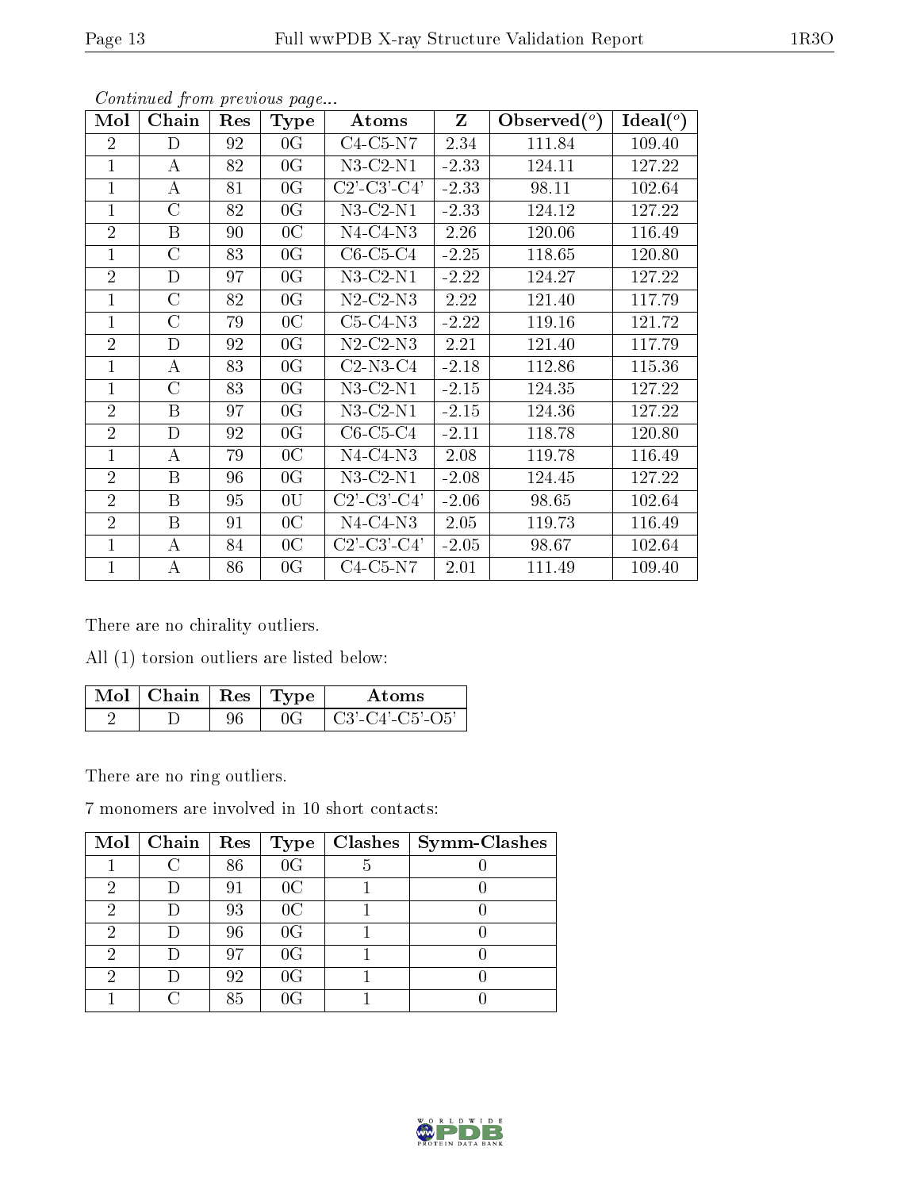*Continued from previous page...*

| Mol | Chain | Res | Type | Atoms | Z | Observed(°) | Ideal(°) |
|---|---|---|---|---|---|---|---|
| 2 | D | 92 | 0G | C4-C5-N7 | 2.34 | 111.84 | 109.40 |
| 1 | A | 82 | 0G | N3-C2-N1 | -2.33 | 124.11 | 127.22 |
| 1 | A | 81 | 0G | C2'-C3'-C4' | -2.33 | 98.11 | 102.64 |
| 1 | C | 82 | 0G | N3-C2-N1 | -2.33 | 124.12 | 127.22 |
| 2 | B | 90 | 0C | N4-C4-N3 | 2.26 | 120.06 | 116.49 |
| 1 | C | 83 | 0G | C6-C5-C4 | -2.25 | 118.65 | 120.80 |
| 2 | D | 97 | 0G | N3-C2-N1 | -2.22 | 124.27 | 127.22 |
| 1 | C | 82 | 0G | N2-C2-N3 | 2.22 | 121.40 | 117.79 |
| 1 | C | 79 | 0C | C5-C4-N3 | -2.22 | 119.16 | 121.72 |
| 2 | D | 92 | 0G | N2-C2-N3 | 2.21 | 121.40 | 117.79 |
| 1 | A | 83 | 0G | C2-N3-C4 | -2.18 | 112.86 | 115.36 |
| 1 | C | 83 | 0G | N3-C2-N1 | -2.15 | 124.35 | 127.22 |
| 2 | B | 97 | 0G | N3-C2-N1 | -2.15 | 124.36 | 127.22 |
| 2 | D | 92 | 0G | C6-C5-C4 | -2.11 | 118.78 | 120.80 |
| 1 | A | 79 | 0C | N4-C4-N3 | 2.08 | 119.78 | 116.49 |
| 2 | B | 96 | 0G | N3-C2-N1 | -2.08 | 124.45 | 127.22 |
| 2 | B | 95 | 0U | C2'-C3'-C4' | -2.06 | 98.65 | 102.64 |
| 2 | B | 91 | 0C | N4-C4-N3 | 2.05 | 119.73 | 116.49 |
| 1 | A | 84 | 0C | C2'-C3'-C4' | -2.05 | 98.67 | 102.64 |
| 1 | A | 86 | 0G | C4-C5-N7 | 2.01 | 111.49 | 109.40 |

There are no chirality outliers.

All (1) torsion outliers are listed below:

| Mol | Chain | Res | Type | Atoms |
|---|---|---|---|---|
| 2 | D | 96 | 0G | C3'-C4'-C5'-O5' |

There are no ring outliers.

7 monomers are involved in 10 short contacts:

| Mol | Chain | Res | Type | Clashes | Symm-Clashes |
|---|---|---|---|---|---|
| 1 | C | 86 | 0G | 5 | 0 |
| 2 | D | 91 | 0C | 1 | 0 |
| 2 | D | 93 | 0C | 1 | 0 |
| 2 | D | 96 | 0G | 1 | 0 |
| 2 | D | 97 | 0G | 1 | 0 |
| 2 | D | 92 | 0G | 1 | 0 |
| 1 | C | 85 | 0G | 1 | 0 |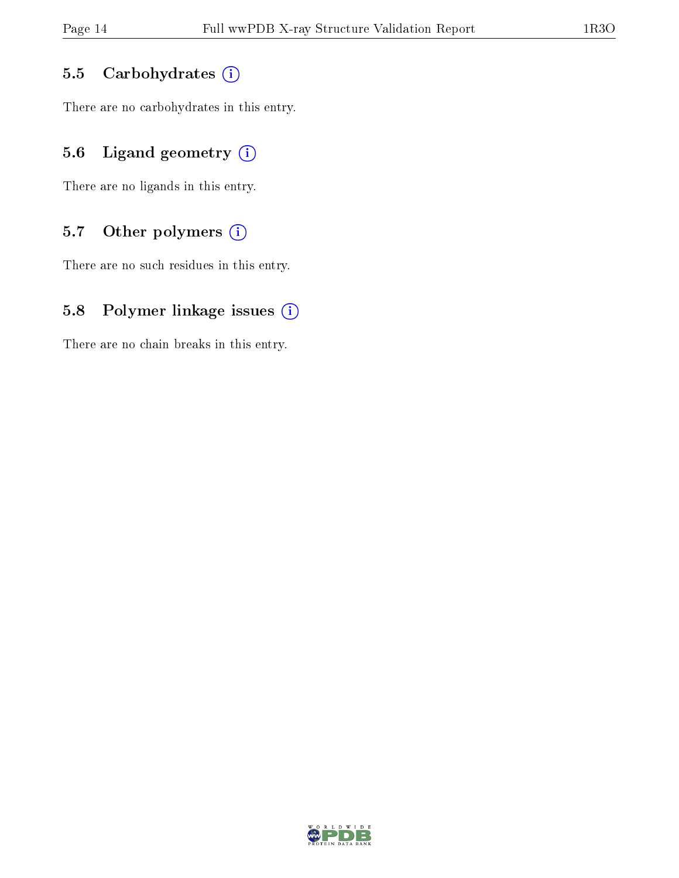### 5.5 Carbohydrates

There are no carbohydrates in this entry.

### 5.6 Ligand geometry

There are no ligands in this entry.

### 5.7 Other polymers

There are no such residues in this entry.

### 5.8 Polymer linkage issues

There are no chain breaks in this entry.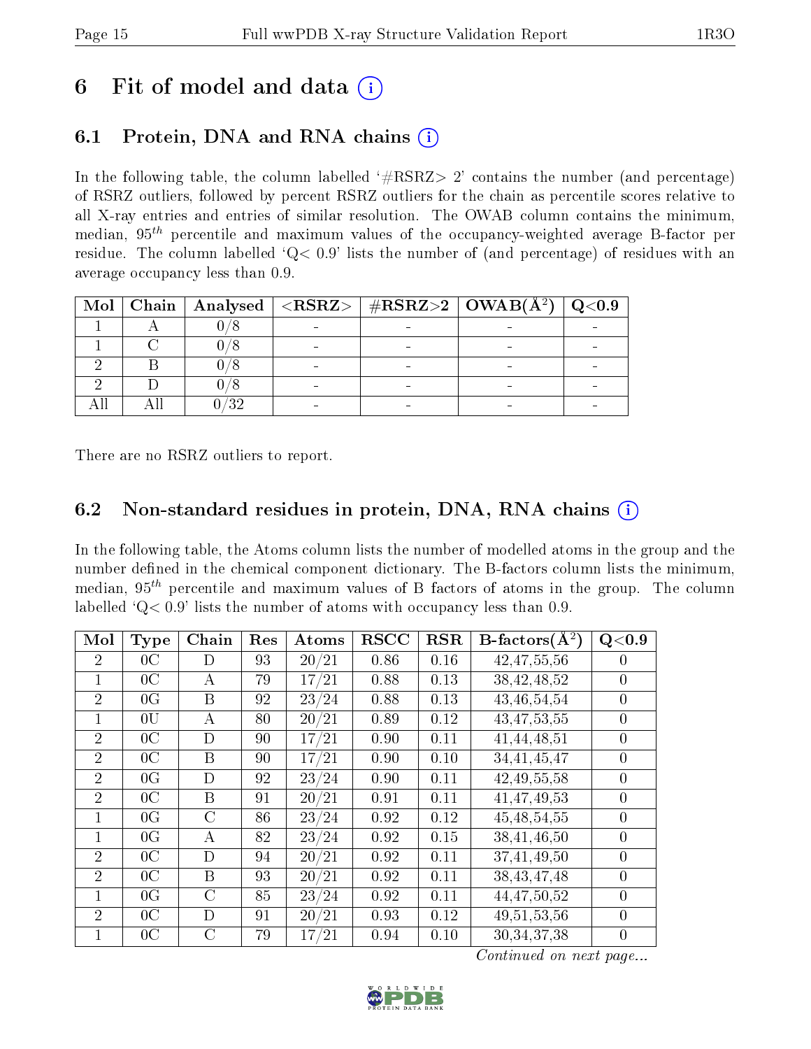# 6 Fit of model and data (i)

## 6.1 Protein, DNA and RNA chains (i)

In the following table, the column labelled '#RSRZ> 2' contains the number (and percentage) of RSRZ outliers, followed by percent RSRZ outliers for the chain as percentile scores relative to all X-ray entries and entries of similar resolution. The OWAB column contains the minimum, median, $95^{th}$ percentile and maximum values of the occupancy-weighted average B-factor per residue. The column labelled 'Q< 0.9' lists the number of (and percentage) of residues with an average occupancy less than 0.9.

| Mol | Chain | Analysed | <RSRZ> | #RSRZ>2 | OWAB(Å$^2$) | Q<0.9 |
|---|---|---|---|---|---|---|
| 1 | A | 0/8 | - | - | - | - |
| 1 | C | 0/8 | - | - | - | - |
| 2 | B | 0/8 | - | - | - | - |
| 2 | D | 0/8 | - | - | - | - |
| All | All | 0/32 | - | - | - | - |

There are no RSRZ outliers to report.

## 6.2 Non-standard residues in protein, DNA, RNA chains (i)

In the following table, the Atoms column lists the number of modelled atoms in the group and the number defined in the chemical component dictionary. The B-factors column lists the minimum, median, $95^{th}$ percentile and maximum values of B factors of atoms in the group. The column labelled 'Q< 0.9' lists the number of atoms with occupancy less than 0.9.

| Mol | Type | Chain | Res | Atoms | RSCC | RSR | B-factors(Å$^2$) | Q<0.9 |
|---|---|---|---|---|---|---|---|---|
| 2 | 0C | D | 93 | 20/21 | 0.86 | 0.16 | 42,47,55,56 | 0 |
| 1 | 0C | A | 79 | 17/21 | 0.88 | 0.13 | 38,42,48,52 | 0 |
| 2 | 0G | B | 92 | 23/24 | 0.88 | 0.13 | 43,46,54,54 | 0 |
| 1 | 0U | A | 80 | 20/21 | 0.89 | 0.12 | 43,47,53,55 | 0 |
| 2 | 0C | D | 90 | 17/21 | 0.90 | 0.11 | 41,44,48,51 | 0 |
| 2 | 0C | B | 90 | 17/21 | 0.90 | 0.10 | 34,41,45,47 | 0 |
| 2 | 0G | D | 92 | 23/24 | 0.90 | 0.11 | 42,49,55,58 | 0 |
| 2 | 0C | B | 91 | 20/21 | 0.91 | 0.11 | 41,47,49,53 | 0 |
| 1 | 0G | C | 86 | 23/24 | 0.92 | 0.12 | 45,48,54,55 | 0 |
| 1 | 0G | A | 82 | 23/24 | 0.92 | 0.15 | 38,41,46,50 | 0 |
| 2 | 0C | D | 94 | 20/21 | 0.92 | 0.11 | 37,41,49,50 | 0 |
| 2 | 0C | B | 93 | 20/21 | 0.92 | 0.11 | 38,43,47,48 | 0 |
| 1 | 0G | C | 85 | 23/24 | 0.92 | 0.11 | 44,47,50,52 | 0 |
| 2 | 0C | D | 91 | 20/21 | 0.93 | 0.12 | 49,51,53,56 | 0 |
| 1 | 0C | C | 79 | 17/21 | 0.94 | 0.10 | 30,34,37,38 | 0 |

*Continued on next page...*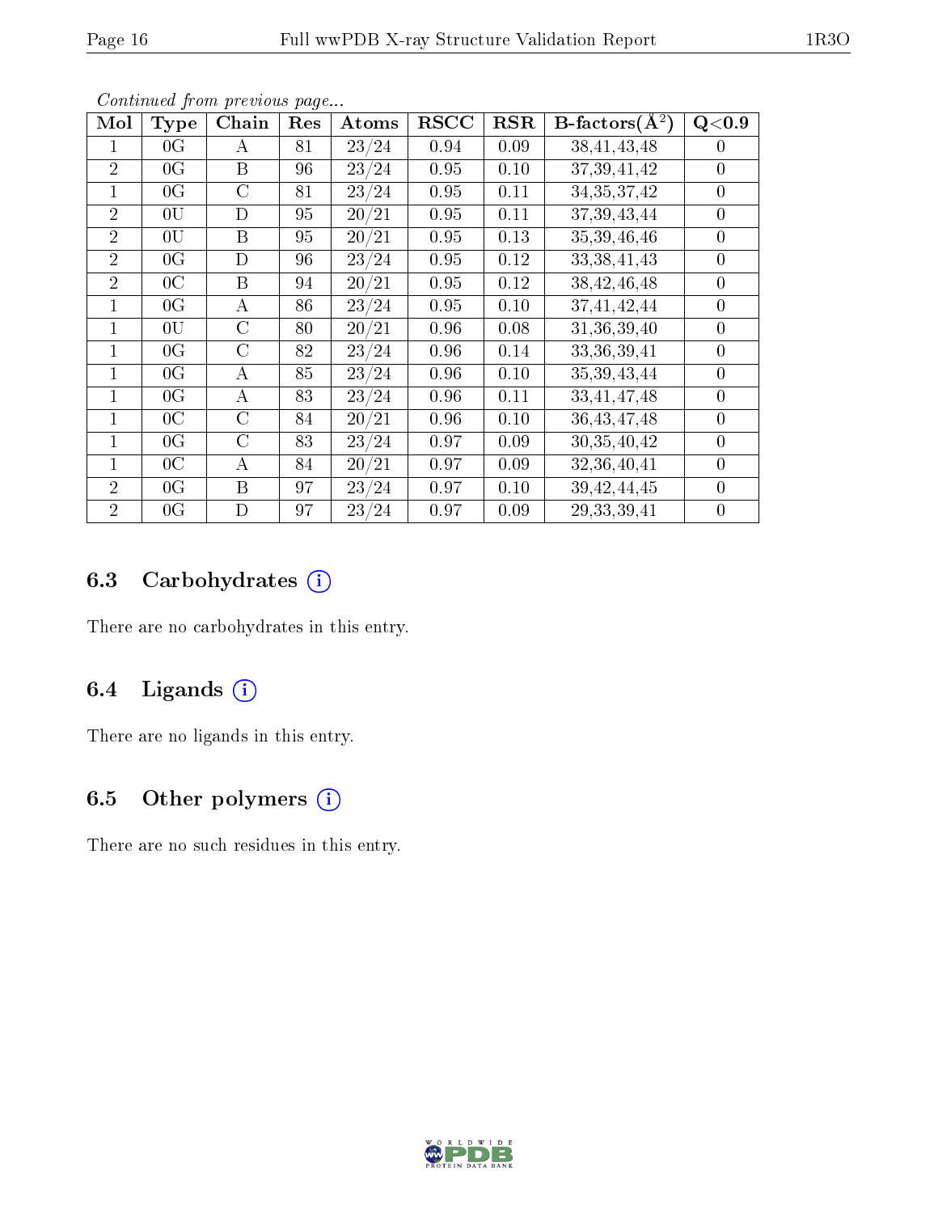*Continued from previous page...*

| Mol | Type | Chain | Res | Atoms | RSCC | RSR | B-factors($Å^2$) | Q<0.9 |
|---|---|---|---|---|---|---|---|---|
| 1 | 0G | A | 81 | 23/24 | 0.94 | 0.09 | 38,41,43,48 | 0 |
| 2 | 0G | B | 96 | 23/24 | 0.95 | 0.10 | 37,39,41,42 | 0 |
| 1 | 0G | C | 81 | 23/24 | 0.95 | 0.11 | 34,35,37,42 | 0 |
| 2 | 0U | D | 95 | 20/21 | 0.95 | 0.11 | 37,39,43,44 | 0 |
| 2 | 0U | B | 95 | 20/21 | 0.95 | 0.13 | 35,39,46,46 | 0 |
| 2 | 0G | D | 96 | 23/24 | 0.95 | 0.12 | 33,38,41,43 | 0 |
| 2 | 0C | B | 94 | 20/21 | 0.95 | 0.12 | 38,42,46,48 | 0 |
| 1 | 0G | A | 86 | 23/24 | 0.95 | 0.10 | 37,41,42,44 | 0 |
| 1 | 0U | C | 80 | 20/21 | 0.96 | 0.08 | 31,36,39,40 | 0 |
| 1 | 0G | C | 82 | 23/24 | 0.96 | 0.14 | 33,36,39,41 | 0 |
| 1 | 0G | A | 85 | 23/24 | 0.96 | 0.10 | 35,39,43,44 | 0 |
| 1 | 0G | A | 83 | 23/24 | 0.96 | 0.11 | 33,41,47,48 | 0 |
| 1 | 0C | C | 84 | 20/21 | 0.96 | 0.10 | 36,43,47,48 | 0 |
| 1 | 0G | C | 83 | 23/24 | 0.97 | 0.09 | 30,35,40,42 | 0 |
| 1 | 0C | A | 84 | 20/21 | 0.97 | 0.09 | 32,36,40,41 | 0 |
| 2 | 0G | B | 97 | 23/24 | 0.97 | 0.10 | 39,42,44,45 | 0 |
| 2 | 0G | D | 97 | 23/24 | 0.97 | 0.09 | 29,33,39,41 | 0 |

### 6.3 Carbohydrates

There are no carbohydrates in this entry.

### 6.4 Ligands

There are no ligands in this entry.

### 6.5 Other polymers

There are no such residues in this entry.